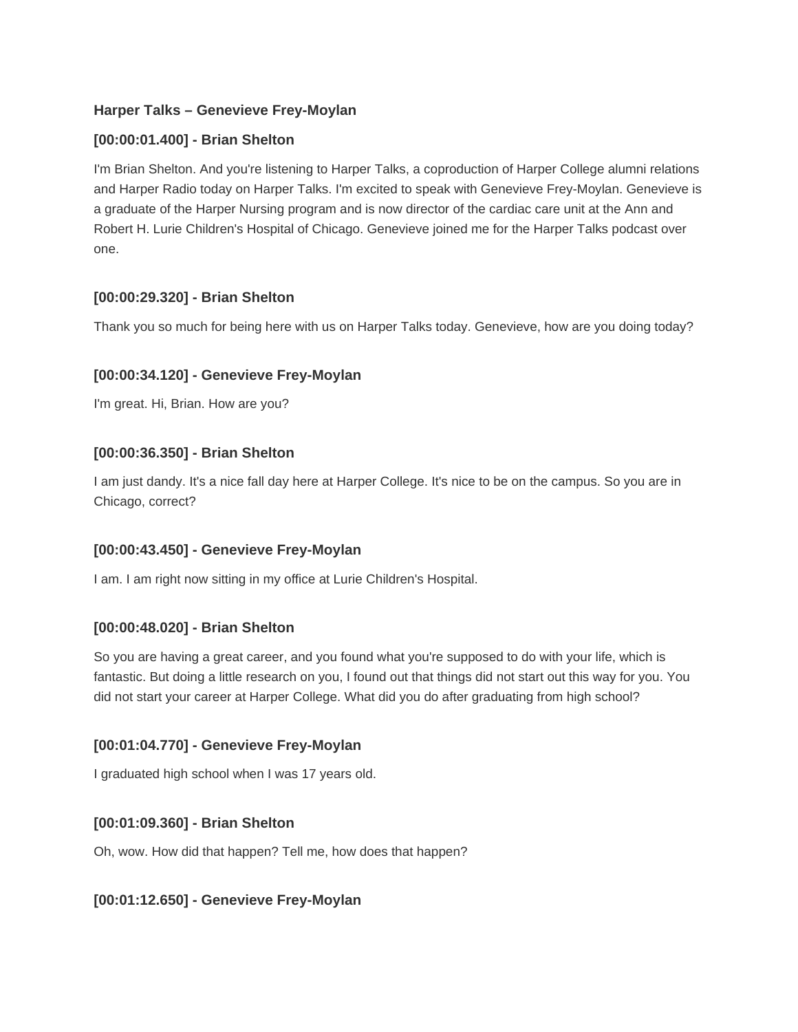**Harper Talks – Genevieve Frey-Moylan**

**[00:00:01.400] - Brian Shelton**

I'm Brian Shelton. And you're listening to Harper Talks, a coproduction of Harper College alumni relations and Harper Radio today on Harper Talks. I'm excited to speak with Genevieve Frey-Moylan. Genevieve is a graduate of the Harper Nursing program and is now director of the cardiac care unit at the Ann and Robert H. Lurie Children's Hospital of Chicago. Genevieve joined me for the Harper Talks podcast over one.

**[00:00:29.320] - Brian Shelton**

Thank you so much for being here with us on Harper Talks today. Genevieve, how are you doing today?

**[00:00:34.120] - Genevieve Frey-Moylan**

I'm great. Hi, Brian. How are you?

**[00:00:36.350] - Brian Shelton**

I am just dandy. It's a nice fall day here at Harper College. It's nice to be on the campus. So you are in Chicago, correct?

**[00:00:43.450] - Genevieve Frey-Moylan**

I am. I am right now sitting in my office at Lurie Children's Hospital.

**[00:00:48.020] - Brian Shelton**

So you are having a great career, and you found what you're supposed to do with your life, which is fantastic. But doing a little research on you, I found out that things did not start out this way for you. You did not start your career at Harper College. What did you do after graduating from high school?

**[00:01:04.770] - Genevieve Frey-Moylan**

I graduated high school when I was 17 years old.

**[00:01:09.360] - Brian Shelton**

Oh, wow. How did that happen? Tell me, how does that happen?

**[00:01:12.650] - Genevieve Frey-Moylan**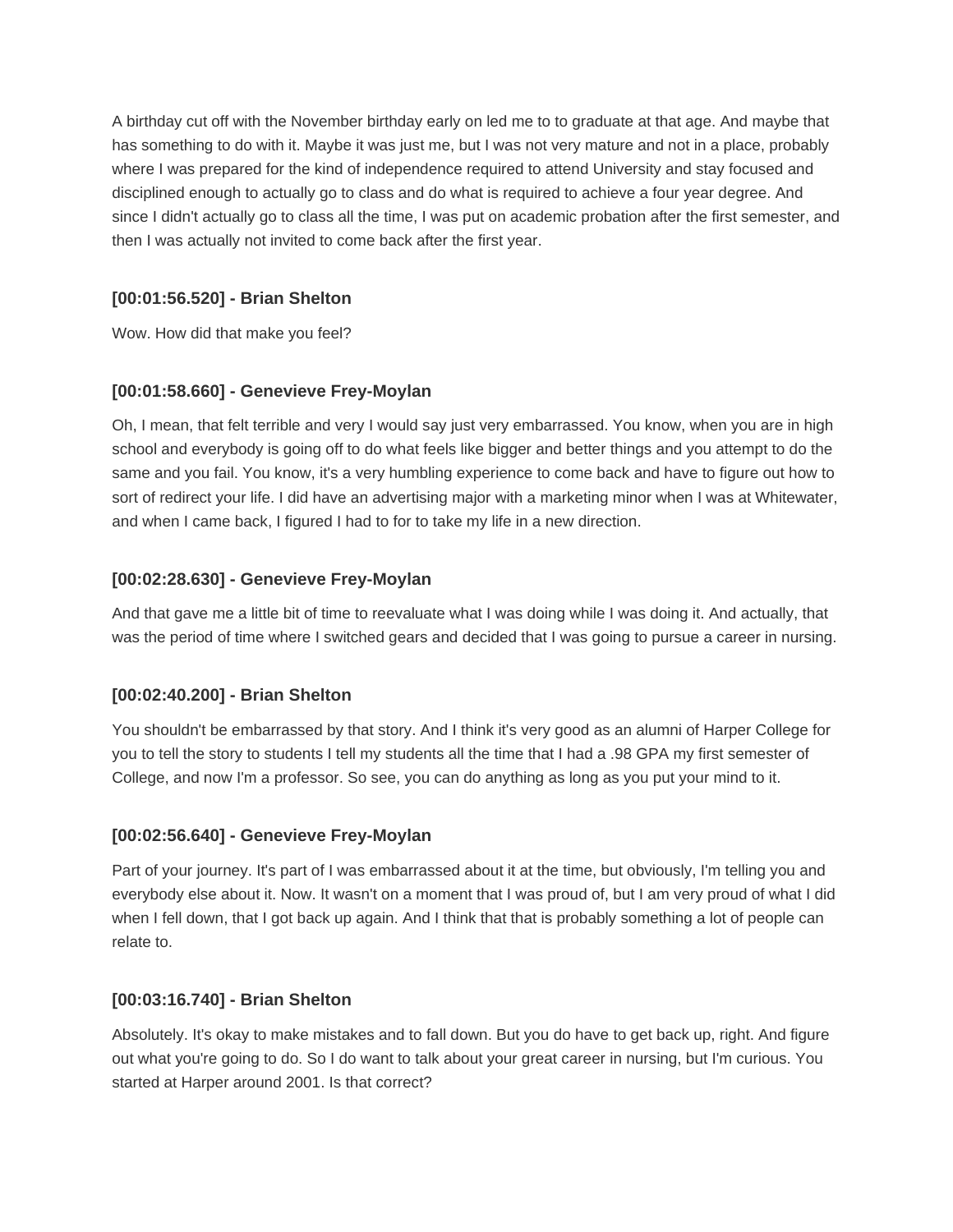A birthday cut off with the November birthday early on led me to to graduate at that age. And maybe that has something to do with it. Maybe it was just me, but I was not very mature and not in a place, probably where I was prepared for the kind of independence required to attend University and stay focused and disciplined enough to actually go to class and do what is required to achieve a four year degree. And since I didn't actually go to class all the time, I was put on academic probation after the first semester, and then I was actually not invited to come back after the first year.

**[00:01:56.520] - Brian Shelton**

Wow. How did that make you feel?

**[00:01:58.660] - Genevieve Frey-Moylan**

Oh, I mean, that felt terrible and very I would say just very embarrassed. You know, when you are in high school and everybody is going off to do what feels like bigger and better things and you attempt to do the same and you fail. You know, it's a very humbling experience to come back and have to figure out how to sort of redirect your life. I did have an advertising major with a marketing minor when I was at Whitewater, and when I came back, I figured I had to for to take my life in a new direction.

**[00:02:28.630] - Genevieve Frey-Moylan**

And that gave me a little bit of time to reevaluate what I was doing while I was doing it. And actually, that was the period of time where I switched gears and decided that I was going to pursue a career in nursing.

**[00:02:40.200] - Brian Shelton**

You shouldn't be embarrassed by that story. And I think it's very good as an alumni of Harper College for you to tell the story to students I tell my students all the time that I had a .98 GPA my first semester of College, and now I'm a professor. So see, you can do anything as long as you put your mind to it.

**[00:02:56.640] - Genevieve Frey-Moylan**

Part of your journey. It's part of I was embarrassed about it at the time, but obviously, I'm telling you and everybody else about it. Now. It wasn't on a moment that I was proud of, but I am very proud of what I did when I fell down, that I got back up again. And I think that that is probably something a lot of people can relate to.

**[00:03:16.740] - Brian Shelton**

Absolutely. It's okay to make mistakes and to fall down. But you do have to get back up, right. And figure out what you're going to do. So I do want to talk about your great career in nursing, but I'm curious. You started at Harper around 2001. Is that correct?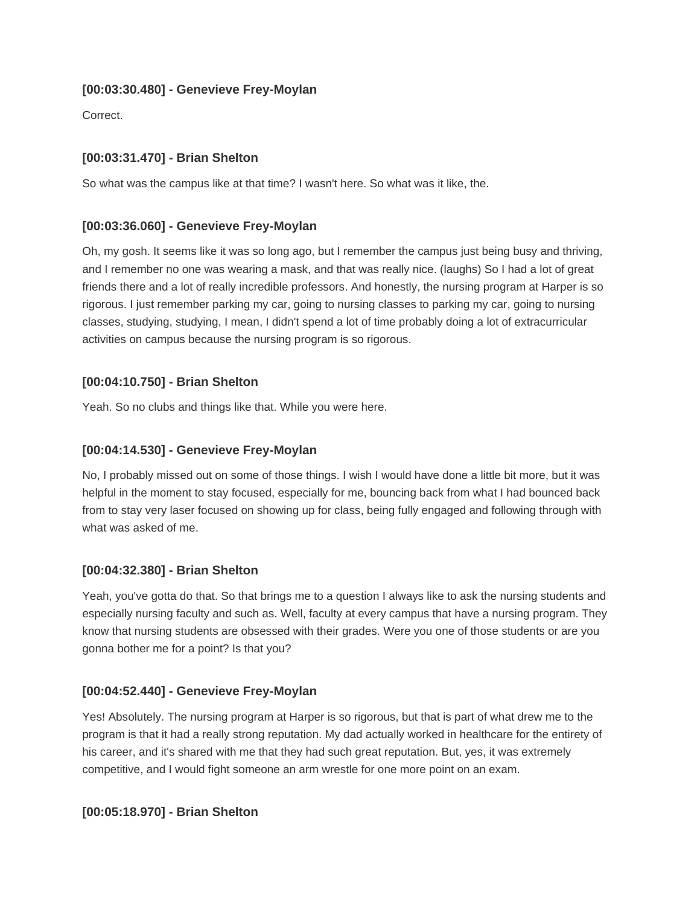**[00:03:30.480] - Genevieve Frey-Moylan**

Correct.

**[00:03:31.470] - Brian Shelton**

So what was the campus like at that time? I wasn't here. So what was it like, the.

**[00:03:36.060] - Genevieve Frey-Moylan**

Oh, my gosh. It seems like it was so long ago, but I remember the campus just being busy and thriving, and I remember no one was wearing a mask, and that was really nice. (laughs) So I had a lot of great friends there and a lot of really incredible professors. And honestly, the nursing program at Harper is so rigorous. I just remember parking my car, going to nursing classes to parking my car, going to nursing classes, studying, studying, I mean, I didn't spend a lot of time probably doing a lot of extracurricular activities on campus because the nursing program is so rigorous.

**[00:04:10.750] - Brian Shelton**

Yeah. So no clubs and things like that. While you were here.

**[00:04:14.530] - Genevieve Frey-Moylan**

No, I probably missed out on some of those things. I wish I would have done a little bit more, but it was helpful in the moment to stay focused, especially for me, bouncing back from what I had bounced back from to stay very laser focused on showing up for class, being fully engaged and following through with what was asked of me.

**[00:04:32.380] - Brian Shelton**

Yeah, you've gotta do that. So that brings me to a question I always like to ask the nursing students and especially nursing faculty and such as. Well, faculty at every campus that have a nursing program. They know that nursing students are obsessed with their grades. Were you one of those students or are you gonna bother me for a point? Is that you?

**[00:04:52.440] - Genevieve Frey-Moylan**

Yes! Absolutely. The nursing program at Harper is so rigorous, but that is part of what drew me to the program is that it had a really strong reputation. My dad actually worked in healthcare for the entirety of his career, and it's shared with me that they had such great reputation. But, yes, it was extremely competitive, and I would fight someone an arm wrestle for one more point on an exam.

**[00:05:18.970] - Brian Shelton**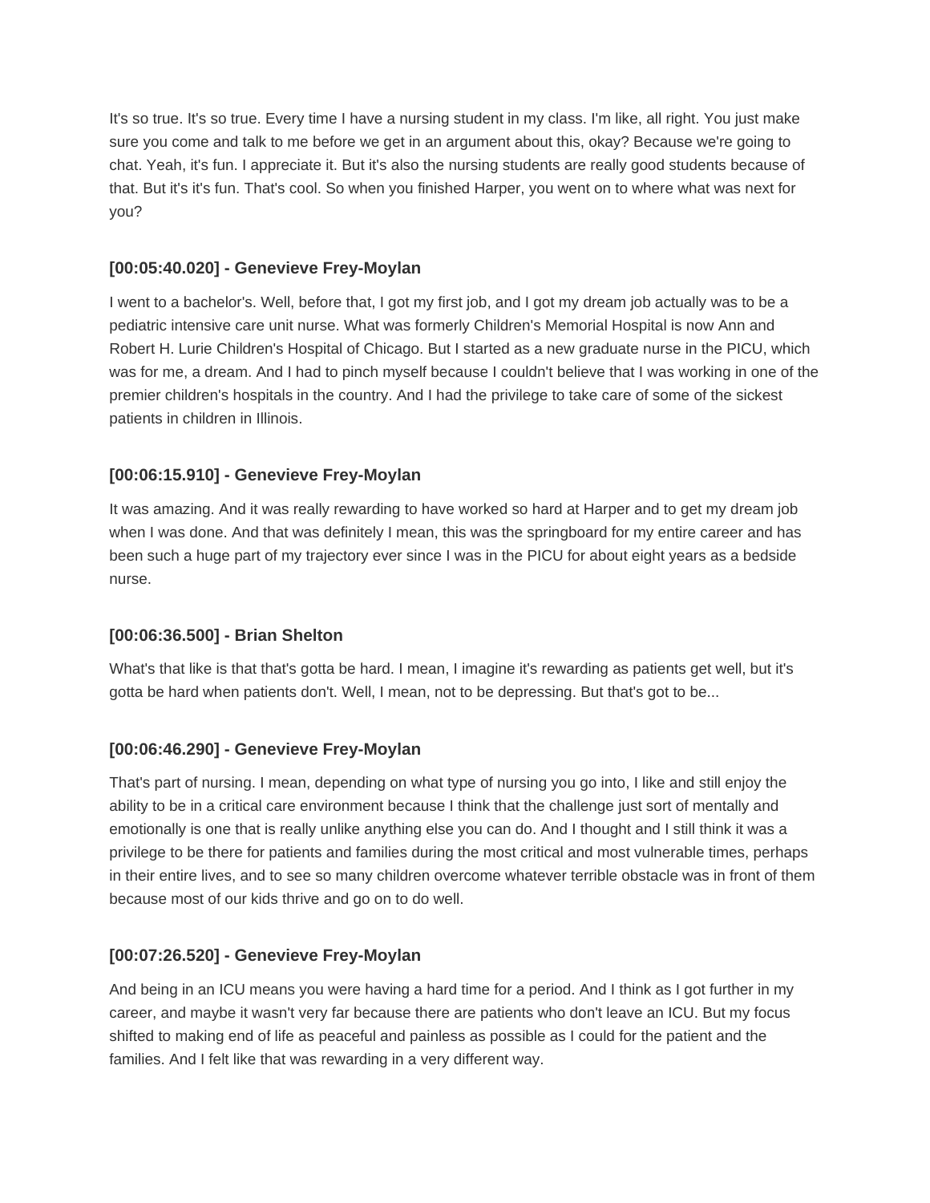It's so true. It's so true. Every time I have a nursing student in my class. I'm like, all right. You just make sure you come and talk to me before we get in an argument about this, okay? Because we're going to chat. Yeah, it's fun. I appreciate it. But it's also the nursing students are really good students because of that. But it's it's fun. That's cool. So when you finished Harper, you went on to where what was next for you?

### [00:05:40.020] - Genevieve Frey-Moylan

I went to a bachelor's. Well, before that, I got my first job, and I got my dream job actually was to be a pediatric intensive care unit nurse. What was formerly Children's Memorial Hospital is now Ann and Robert H. Lurie Children's Hospital of Chicago. But I started as a new graduate nurse in the PICU, which was for me, a dream. And I had to pinch myself because I couldn't believe that I was working in one of the premier children's hospitals in the country. And I had the privilege to take care of some of the sickest patients in children in Illinois.

### [00:06:15.910] - Genevieve Frey-Moylan

It was amazing. And it was really rewarding to have worked so hard at Harper and to get my dream job when I was done. And that was definitely I mean, this was the springboard for my entire career and has been such a huge part of my trajectory ever since I was in the PICU for about eight years as a bedside nurse.

### [00:06:36.500] - Brian Shelton

What's that like is that that's gotta be hard. I mean, I imagine it's rewarding as patients get well, but it's gotta be hard when patients don't. Well, I mean, not to be depressing. But that's got to be...

### [00:06:46.290] - Genevieve Frey-Moylan

That's part of nursing. I mean, depending on what type of nursing you go into, I like and still enjoy the ability to be in a critical care environment because I think that the challenge just sort of mentally and emotionally is one that is really unlike anything else you can do. And I thought and I still think it was a privilege to be there for patients and families during the most critical and most vulnerable times, perhaps in their entire lives, and to see so many children overcome whatever terrible obstacle was in front of them because most of our kids thrive and go on to do well.

### [00:07:26.520] - Genevieve Frey-Moylan

And being in an ICU means you were having a hard time for a period. And I think as I got further in my career, and maybe it wasn't very far because there are patients who don't leave an ICU. But my focus shifted to making end of life as peaceful and painless as possible as I could for the patient and the families. And I felt like that was rewarding in a very different way.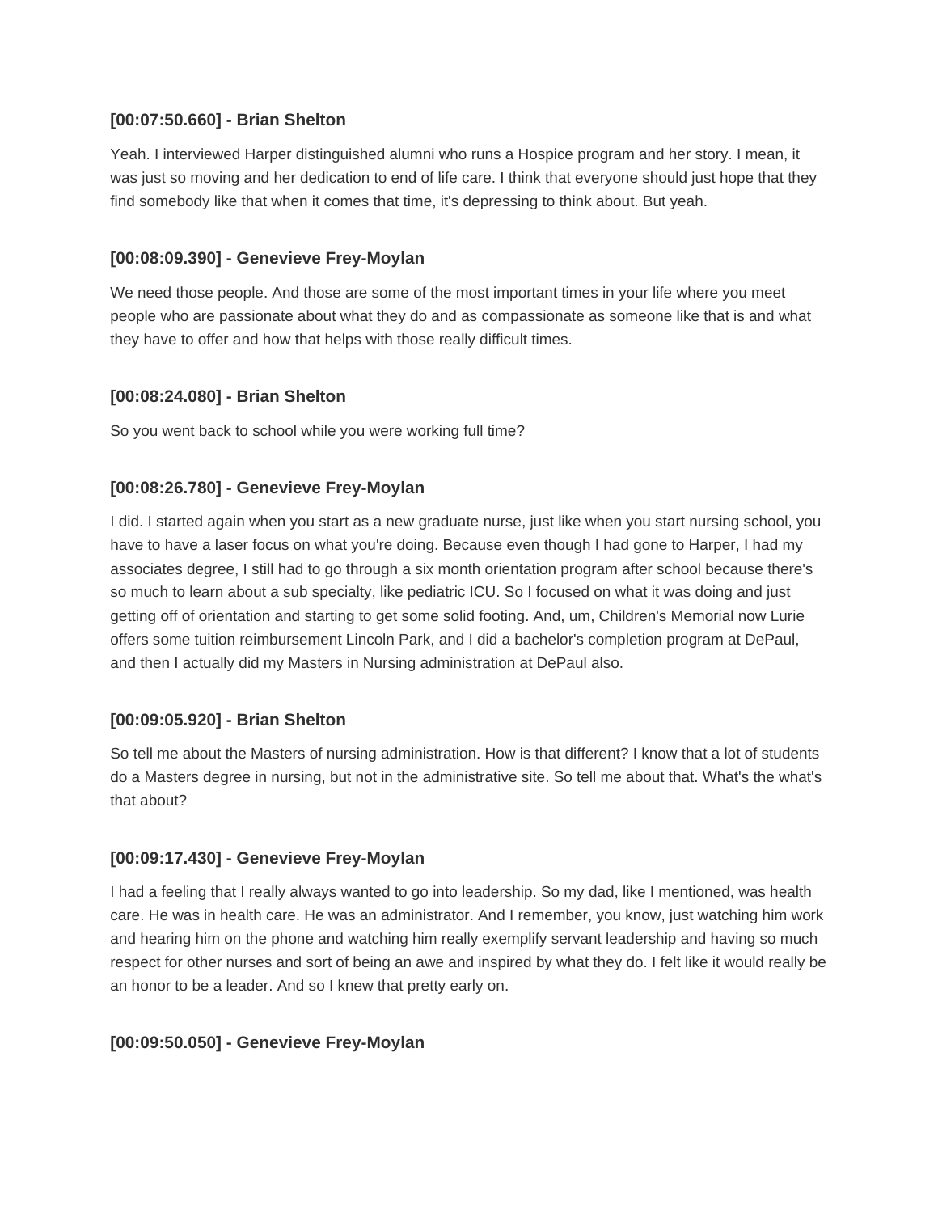**[00:07:50.660] - Brian Shelton**

Yeah. I interviewed Harper distinguished alumni who runs a Hospice program and her story. I mean, it was just so moving and her dedication to end of life care. I think that everyone should just hope that they find somebody like that when it comes that time, it's depressing to think about. But yeah.

**[00:08:09.390] - Genevieve Frey-Moylan**

We need those people. And those are some of the most important times in your life where you meet people who are passionate about what they do and as compassionate as someone like that is and what they have to offer and how that helps with those really difficult times.

**[00:08:24.080] - Brian Shelton**

So you went back to school while you were working full time?

**[00:08:26.780] - Genevieve Frey-Moylan**

I did. I started again when you start as a new graduate nurse, just like when you start nursing school, you have to have a laser focus on what you're doing. Because even though I had gone to Harper, I had my associates degree, I still had to go through a six month orientation program after school because there's so much to learn about a sub specialty, like pediatric ICU. So I focused on what it was doing and just getting off of orientation and starting to get some solid footing. And, um, Children's Memorial now Lurie offers some tuition reimbursement Lincoln Park, and I did a bachelor's completion program at DePaul, and then I actually did my Masters in Nursing administration at DePaul also.

**[00:09:05.920] - Brian Shelton**

So tell me about the Masters of nursing administration. How is that different? I know that a lot of students do a Masters degree in nursing, but not in the administrative site. So tell me about that. What's the what's that about?

**[00:09:17.430] - Genevieve Frey-Moylan**

I had a feeling that I really always wanted to go into leadership. So my dad, like I mentioned, was health care. He was in health care. He was an administrator. And I remember, you know, just watching him work and hearing him on the phone and watching him really exemplify servant leadership and having so much respect for other nurses and sort of being an awe and inspired by what they do. I felt like it would really be an honor to be a leader. And so I knew that pretty early on.

**[00:09:50.050] - Genevieve Frey-Moylan**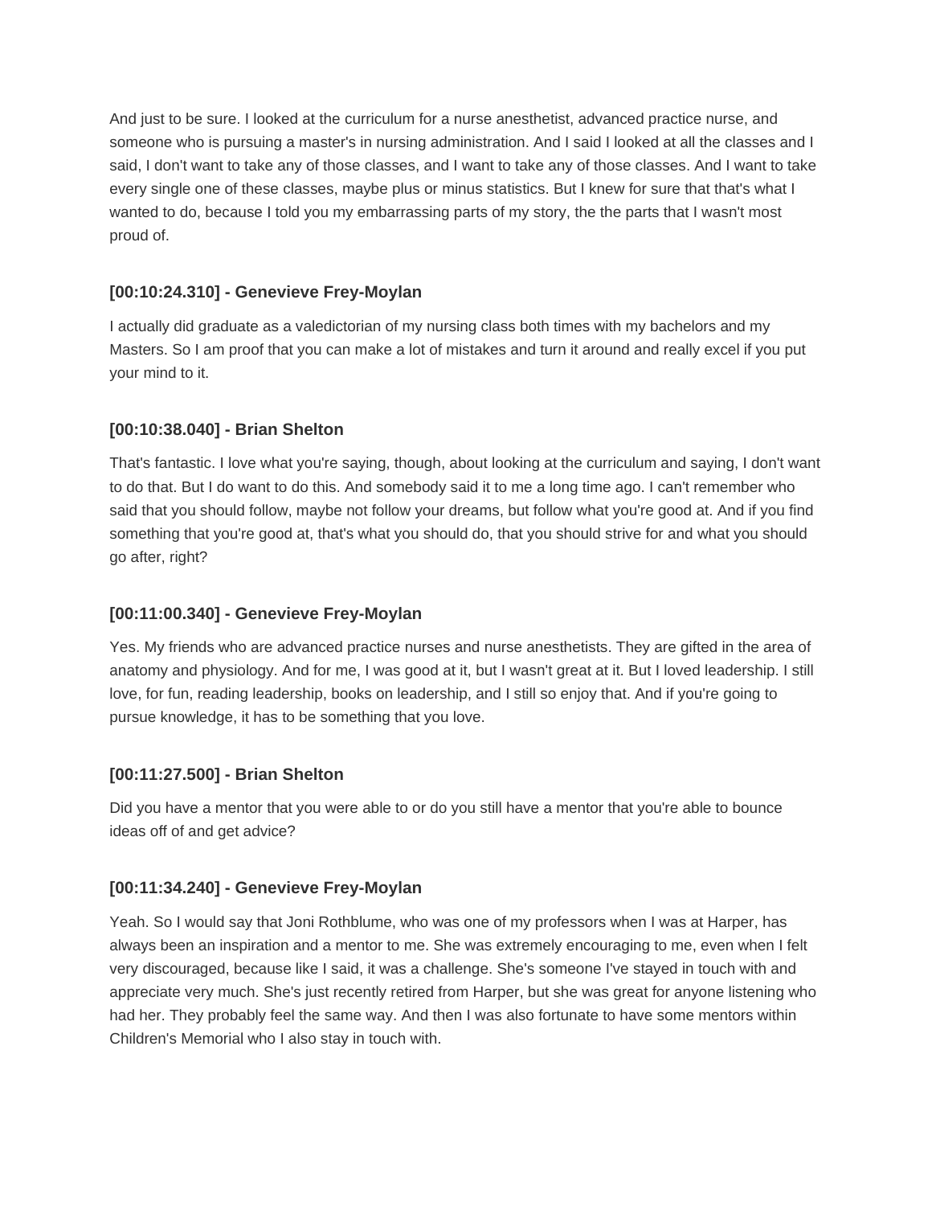And just to be sure. I looked at the curriculum for a nurse anesthetist, advanced practice nurse, and someone who is pursuing a master's in nursing administration. And I said I looked at all the classes and I said, I don't want to take any of those classes, and I want to take any of those classes. And I want to take every single one of these classes, maybe plus or minus statistics. But I knew for sure that that's what I wanted to do, because I told you my embarrassing parts of my story, the the parts that I wasn't most proud of.

### [00:10:24.310] - Genevieve Frey-Moylan

I actually did graduate as a valedictorian of my nursing class both times with my bachelors and my Masters. So I am proof that you can make a lot of mistakes and turn it around and really excel if you put your mind to it.

### [00:10:38.040] - Brian Shelton

That's fantastic. I love what you're saying, though, about looking at the curriculum and saying, I don't want to do that. But I do want to do this. And somebody said it to me a long time ago. I can't remember who said that you should follow, maybe not follow your dreams, but follow what you're good at. And if you find something that you're good at, that's what you should do, that you should strive for and what you should go after, right?

### [00:11:00.340] - Genevieve Frey-Moylan

Yes. My friends who are advanced practice nurses and nurse anesthetists. They are gifted in the area of anatomy and physiology. And for me, I was good at it, but I wasn't great at it. But I loved leadership. I still love, for fun, reading leadership, books on leadership, and I still so enjoy that. And if you're going to pursue knowledge, it has to be something that you love.

### [00:11:27.500] - Brian Shelton

Did you have a mentor that you were able to or do you still have a mentor that you're able to bounce ideas off of and get advice?

### [00:11:34.240] - Genevieve Frey-Moylan

Yeah. So I would say that Joni Rothblume, who was one of my professors when I was at Harper, has always been an inspiration and a mentor to me. She was extremely encouraging to me, even when I felt very discouraged, because like I said, it was a challenge. She's someone I've stayed in touch with and appreciate very much. She's just recently retired from Harper, but she was great for anyone listening who had her. They probably feel the same way. And then I was also fortunate to have some mentors within Children's Memorial who I also stay in touch with.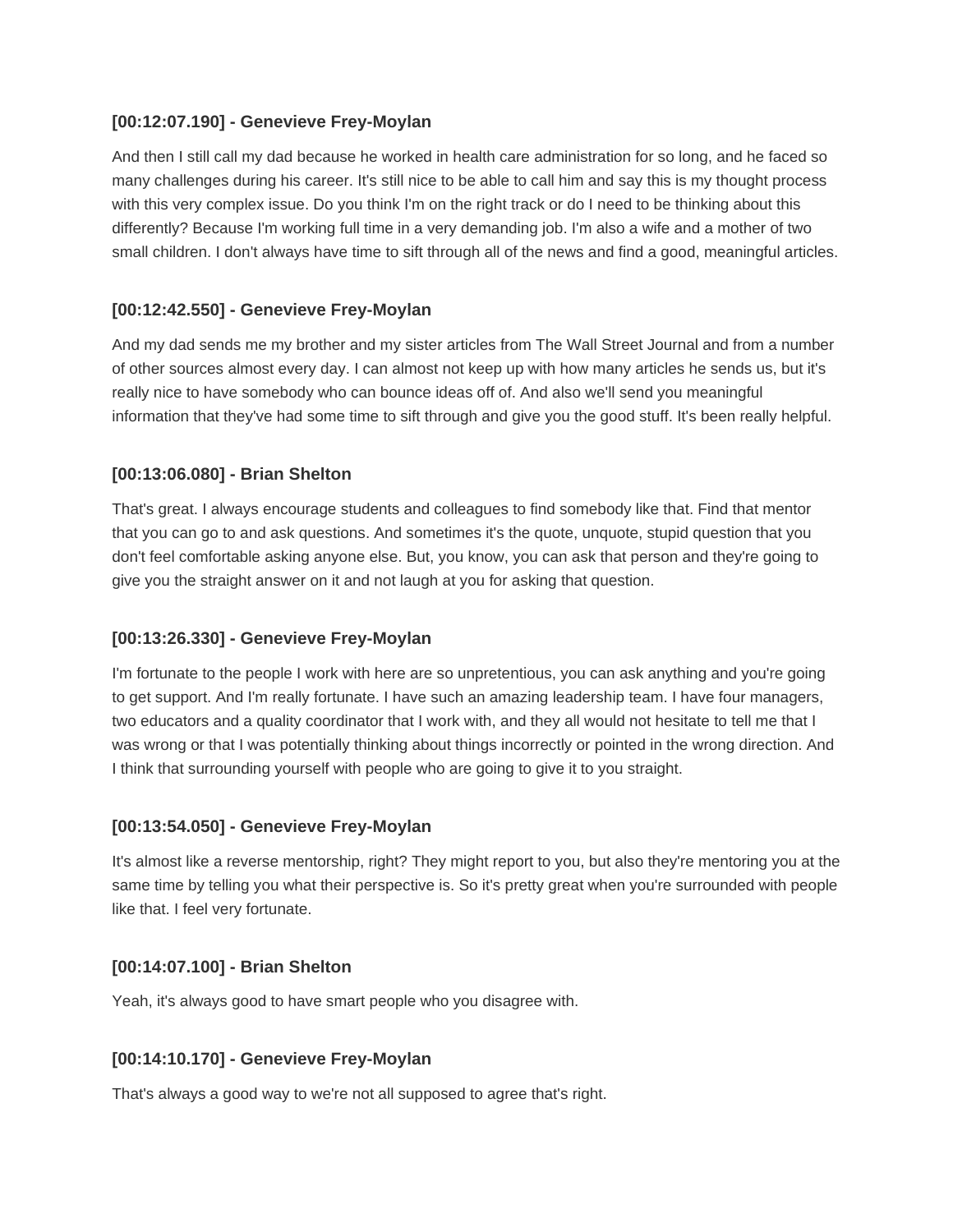**[00:12:07.190] - Genevieve Frey-Moylan**

And then I still call my dad because he worked in health care administration for so long, and he faced so many challenges during his career. It's still nice to be able to call him and say this is my thought process with this very complex issue. Do you think I'm on the right track or do I need to be thinking about this differently? Because I'm working full time in a very demanding job. I'm also a wife and a mother of two small children. I don't always have time to sift through all of the news and find a good, meaningful articles.

**[00:12:42.550] - Genevieve Frey-Moylan**

And my dad sends me my brother and my sister articles from The Wall Street Journal and from a number of other sources almost every day. I can almost not keep up with how many articles he sends us, but it's really nice to have somebody who can bounce ideas off of. And also we'll send you meaningful information that they've had some time to sift through and give you the good stuff. It's been really helpful.

**[00:13:06.080] - Brian Shelton**

That's great. I always encourage students and colleagues to find somebody like that. Find that mentor that you can go to and ask questions. And sometimes it's the quote, unquote, stupid question that you don't feel comfortable asking anyone else. But, you know, you can ask that person and they're going to give you the straight answer on it and not laugh at you for asking that question.

**[00:13:26.330] - Genevieve Frey-Moylan**

I'm fortunate to the people I work with here are so unpretentious, you can ask anything and you're going to get support. And I'm really fortunate. I have such an amazing leadership team. I have four managers, two educators and a quality coordinator that I work with, and they all would not hesitate to tell me that I was wrong or that I was potentially thinking about things incorrectly or pointed in the wrong direction. And I think that surrounding yourself with people who are going to give it to you straight.

**[00:13:54.050] - Genevieve Frey-Moylan**

It's almost like a reverse mentorship, right? They might report to you, but also they're mentoring you at the same time by telling you what their perspective is. So it's pretty great when you're surrounded with people like that. I feel very fortunate.

**[00:14:07.100] - Brian Shelton**

Yeah, it's always good to have smart people who you disagree with.

**[00:14:10.170] - Genevieve Frey-Moylan**

That's always a good way to we're not all supposed to agree that's right.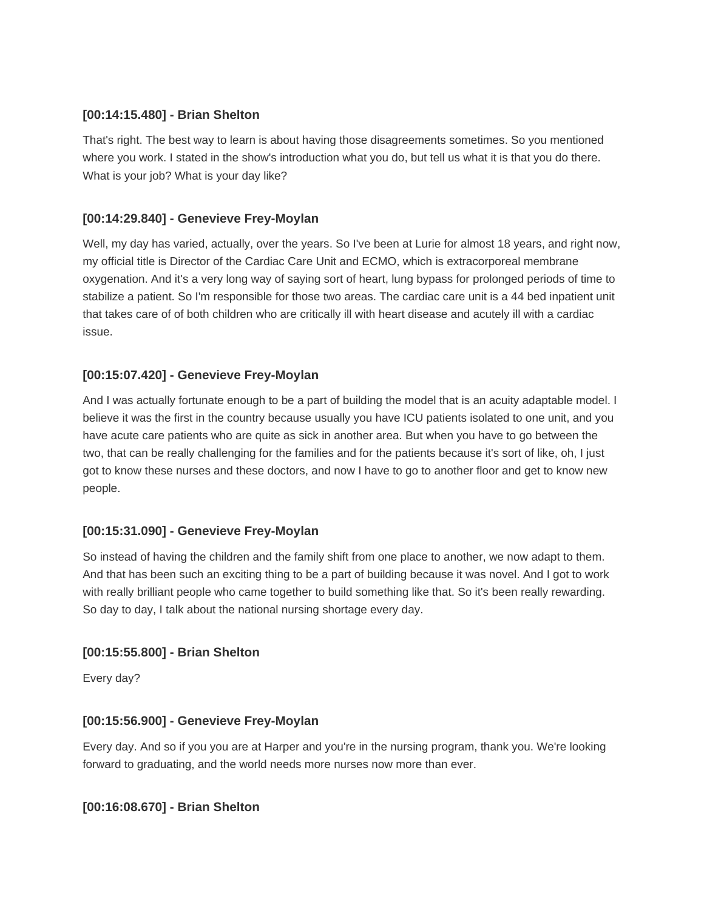**[00:14:15.480] - Brian Shelton**

That's right. The best way to learn is about having those disagreements sometimes. So you mentioned where you work. I stated in the show's introduction what you do, but tell us what it is that you do there. What is your job? What is your day like?

**[00:14:29.840] - Genevieve Frey-Moylan**

Well, my day has varied, actually, over the years. So I've been at Lurie for almost 18 years, and right now, my official title is Director of the Cardiac Care Unit and ECMO, which is extracorporeal membrane oxygenation. And it's a very long way of saying sort of heart, lung bypass for prolonged periods of time to stabilize a patient. So I'm responsible for those two areas. The cardiac care unit is a 44 bed inpatient unit that takes care of of both children who are critically ill with heart disease and acutely ill with a cardiac issue.

**[00:15:07.420] - Genevieve Frey-Moylan**

And I was actually fortunate enough to be a part of building the model that is an acuity adaptable model. I believe it was the first in the country because usually you have ICU patients isolated to one unit, and you have acute care patients who are quite as sick in another area. But when you have to go between the two, that can be really challenging for the families and for the patients because it's sort of like, oh, I just got to know these nurses and these doctors, and now I have to go to another floor and get to know new people.

**[00:15:31.090] - Genevieve Frey-Moylan**

So instead of having the children and the family shift from one place to another, we now adapt to them. And that has been such an exciting thing to be a part of building because it was novel. And I got to work with really brilliant people who came together to build something like that. So it's been really rewarding. So day to day, I talk about the national nursing shortage every day.

**[00:15:55.800] - Brian Shelton**

Every day?

**[00:15:56.900] - Genevieve Frey-Moylan**

Every day. And so if you you are at Harper and you're in the nursing program, thank you. We're looking forward to graduating, and the world needs more nurses now more than ever.

**[00:16:08.670] - Brian Shelton**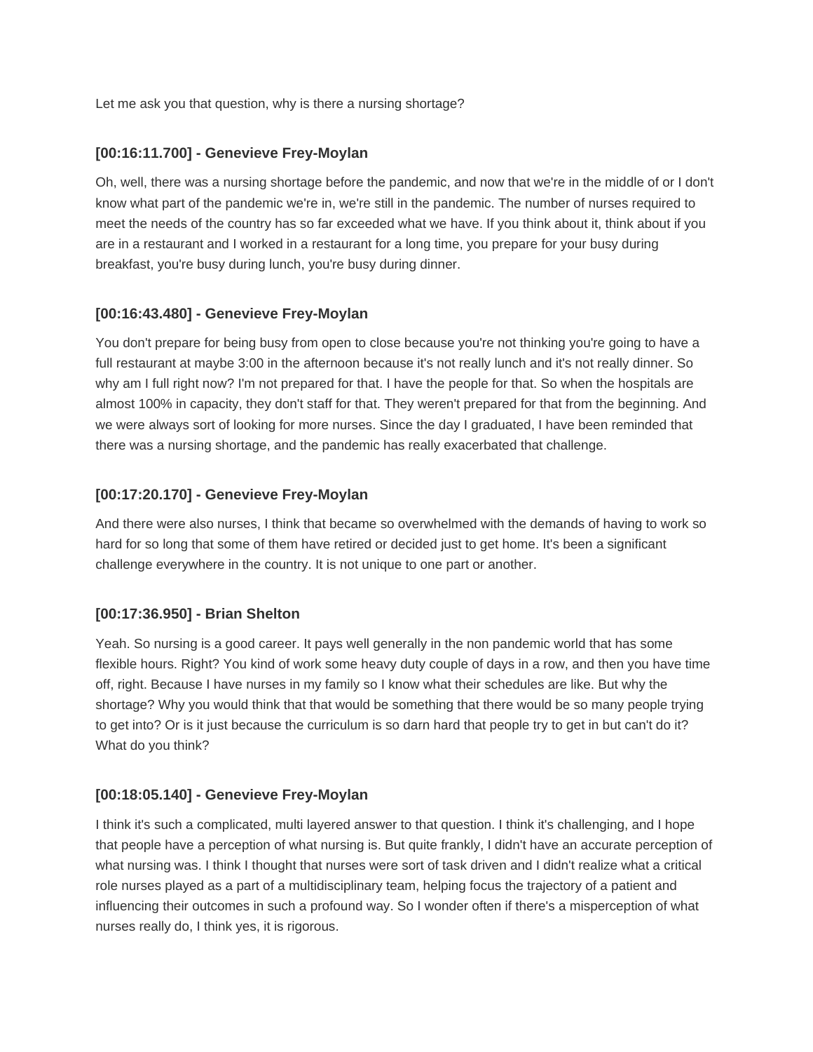Let me ask you that question, why is there a nursing shortage?

### [00:16:11.700] - Genevieve Frey-Moylan

Oh, well, there was a nursing shortage before the pandemic, and now that we're in the middle of or I don't know what part of the pandemic we're in, we're still in the pandemic. The number of nurses required to meet the needs of the country has so far exceeded what we have. If you think about it, think about if you are in a restaurant and I worked in a restaurant for a long time, you prepare for your busy during breakfast, you're busy during lunch, you're busy during dinner.

### [00:16:43.480] - Genevieve Frey-Moylan

You don't prepare for being busy from open to close because you're not thinking you're going to have a full restaurant at maybe 3:00 in the afternoon because it's not really lunch and it's not really dinner. So why am I full right now? I'm not prepared for that. I have the people for that. So when the hospitals are almost 100% in capacity, they don't staff for that. They weren't prepared for that from the beginning. And we were always sort of looking for more nurses. Since the day I graduated, I have been reminded that there was a nursing shortage, and the pandemic has really exacerbated that challenge.

### [00:17:20.170] - Genevieve Frey-Moylan

And there were also nurses, I think that became so overwhelmed with the demands of having to work so hard for so long that some of them have retired or decided just to get home. It's been a significant challenge everywhere in the country. It is not unique to one part or another.

### [00:17:36.950] - Brian Shelton

Yeah. So nursing is a good career. It pays well generally in the non pandemic world that has some flexible hours. Right? You kind of work some heavy duty couple of days in a row, and then you have time off, right. Because I have nurses in my family so I know what their schedules are like. But why the shortage? Why you would think that that would be something that there would be so many people trying to get into? Or is it just because the curriculum is so darn hard that people try to get in but can't do it? What do you think?

### [00:18:05.140] - Genevieve Frey-Moylan

I think it's such a complicated, multi layered answer to that question. I think it's challenging, and I hope that people have a perception of what nursing is. But quite frankly, I didn't have an accurate perception of what nursing was. I think I thought that nurses were sort of task driven and I didn't realize what a critical role nurses played as a part of a multidisciplinary team, helping focus the trajectory of a patient and influencing their outcomes in such a profound way. So I wonder often if there's a misperception of what nurses really do, I think yes, it is rigorous.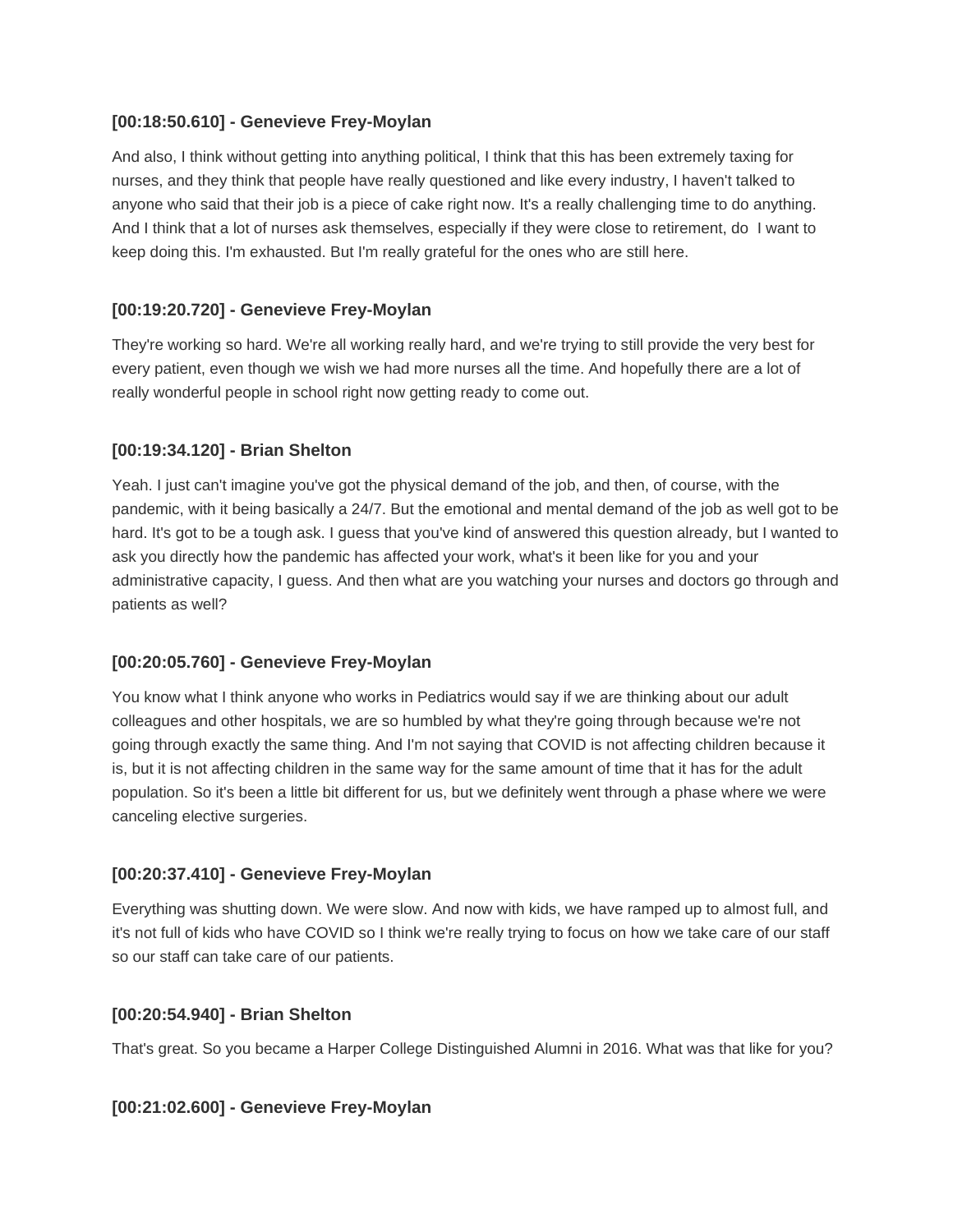**[00:18:50.610] - Genevieve Frey-Moylan**

And also, I think without getting into anything political, I think that this has been extremely taxing for nurses, and they think that people have really questioned and like every industry, I haven't talked to anyone who said that their job is a piece of cake right now. It's a really challenging time to do anything. And I think that a lot of nurses ask themselves, especially if they were close to retirement, do I want to keep doing this. I'm exhausted. But I'm really grateful for the ones who are still here.

**[00:19:20.720] - Genevieve Frey-Moylan**

They're working so hard. We're all working really hard, and we're trying to still provide the very best for every patient, even though we wish we had more nurses all the time. And hopefully there are a lot of really wonderful people in school right now getting ready to come out.

**[00:19:34.120] - Brian Shelton**

Yeah. I just can't imagine you've got the physical demand of the job, and then, of course, with the pandemic, with it being basically a 24/7. But the emotional and mental demand of the job as well got to be hard. It's got to be a tough ask. I guess that you've kind of answered this question already, but I wanted to ask you directly how the pandemic has affected your work, what's it been like for you and your administrative capacity, I guess. And then what are you watching your nurses and doctors go through and patients as well?

**[00:20:05.760] - Genevieve Frey-Moylan**

You know what I think anyone who works in Pediatrics would say if we are thinking about our adult colleagues and other hospitals, we are so humbled by what they're going through because we're not going through exactly the same thing. And I'm not saying that COVID is not affecting children because it is, but it is not affecting children in the same way for the same amount of time that it has for the adult population. So it's been a little bit different for us, but we definitely went through a phase where we were canceling elective surgeries.

**[00:20:37.410] - Genevieve Frey-Moylan**

Everything was shutting down. We were slow. And now with kids, we have ramped up to almost full, and it's not full of kids who have COVID so I think we're really trying to focus on how we take care of our staff so our staff can take care of our patients.

**[00:20:54.940] - Brian Shelton**

That's great. So you became a Harper College Distinguished Alumni in 2016. What was that like for you?

**[00:21:02.600] - Genevieve Frey-Moylan**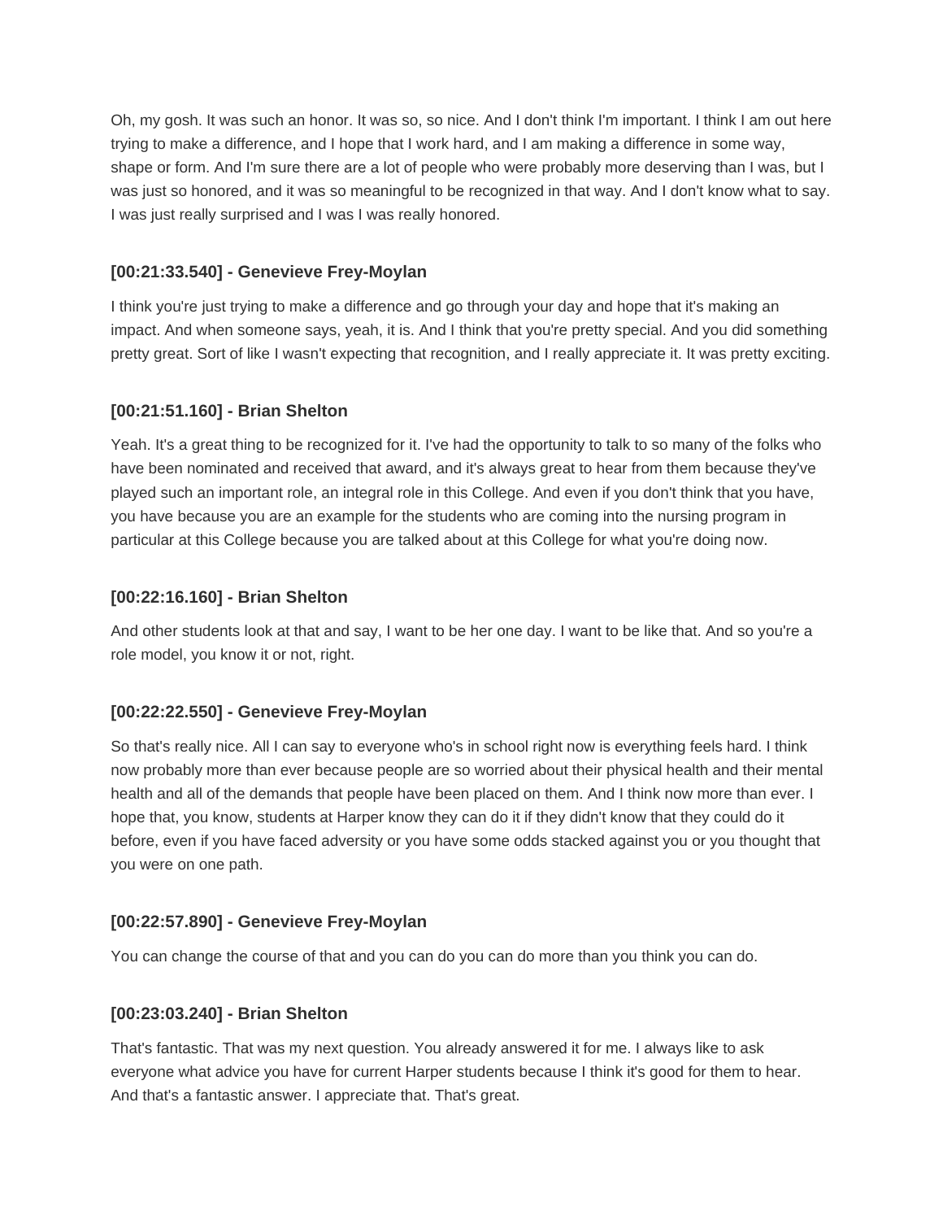Oh, my gosh. It was such an honor. It was so, so nice. And I don't think I'm important. I think I am out here trying to make a difference, and I hope that I work hard, and I am making a difference in some way, shape or form. And I'm sure there are a lot of people who were probably more deserving than I was, but I was just so honored, and it was so meaningful to be recognized in that way. And I don't know what to say. I was just really surprised and I was I was really honored.

### [00:21:33.540] - Genevieve Frey-Moylan

I think you're just trying to make a difference and go through your day and hope that it's making an impact. And when someone says, yeah, it is. And I think that you're pretty special. And you did something pretty great. Sort of like I wasn't expecting that recognition, and I really appreciate it. It was pretty exciting.

### [00:21:51.160] - Brian Shelton

Yeah. It's a great thing to be recognized for it. I've had the opportunity to talk to so many of the folks who have been nominated and received that award, and it's always great to hear from them because they've played such an important role, an integral role in this College. And even if you don't think that you have, you have because you are an example for the students who are coming into the nursing program in particular at this College because you are talked about at this College for what you're doing now.

### [00:22:16.160] - Brian Shelton

And other students look at that and say, I want to be her one day. I want to be like that. And so you're a role model, you know it or not, right.

### [00:22:22.550] - Genevieve Frey-Moylan

So that's really nice. All I can say to everyone who's in school right now is everything feels hard. I think now probably more than ever because people are so worried about their physical health and their mental health and all of the demands that people have been placed on them. And I think now more than ever. I hope that, you know, students at Harper know they can do it if they didn't know that they could do it before, even if you have faced adversity or you have some odds stacked against you or you thought that you were on one path.

### [00:22:57.890] - Genevieve Frey-Moylan

You can change the course of that and you can do you can do more than you think you can do.

### [00:23:03.240] - Brian Shelton

That's fantastic. That was my next question. You already answered it for me. I always like to ask everyone what advice you have for current Harper students because I think it's good for them to hear. And that's a fantastic answer. I appreciate that. That's great.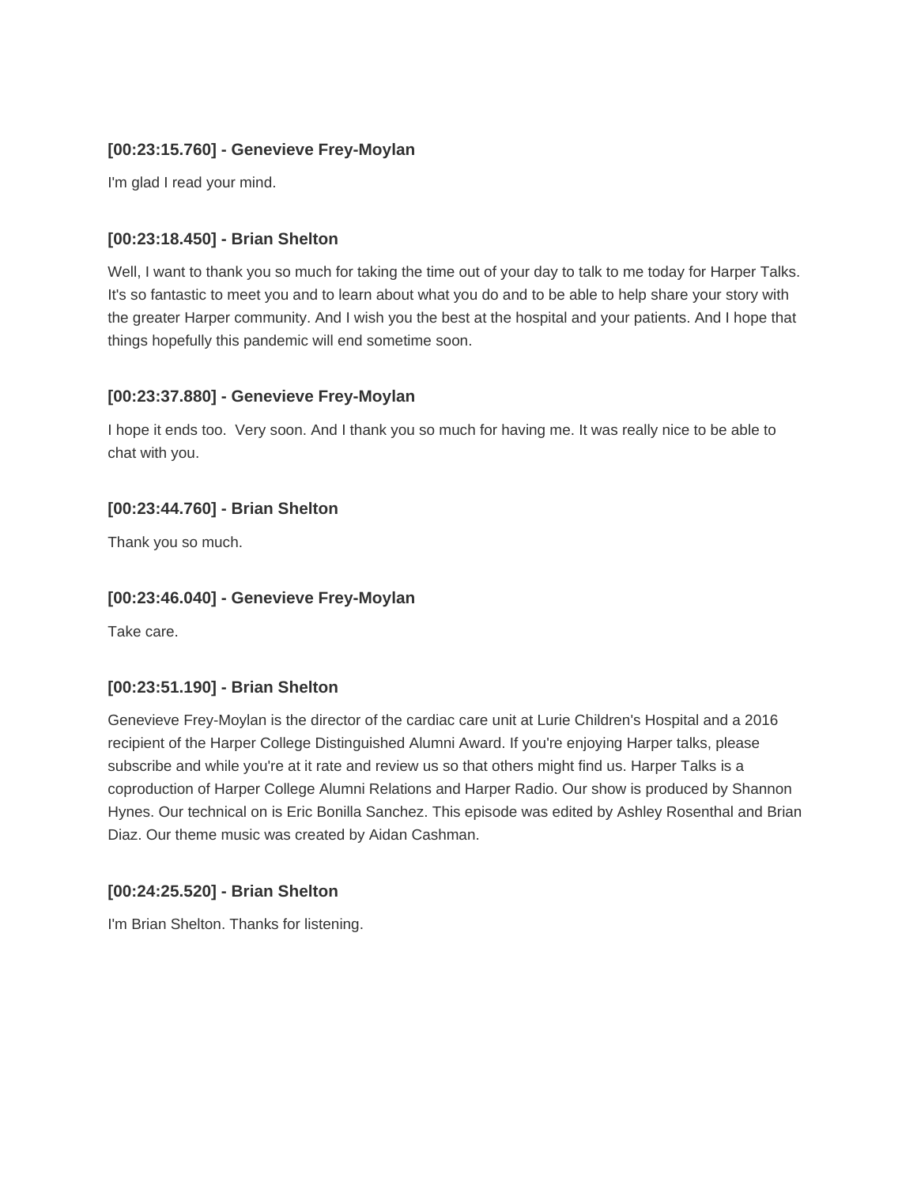**[00:23:15.760] - Genevieve Frey-Moylan**

I'm glad I read your mind.

**[00:23:18.450] - Brian Shelton**

Well, I want to thank you so much for taking the time out of your day to talk to me today for Harper Talks. It's so fantastic to meet you and to learn about what you do and to be able to help share your story with the greater Harper community. And I wish you the best at the hospital and your patients. And I hope that things hopefully this pandemic will end sometime soon.

**[00:23:37.880] - Genevieve Frey-Moylan**

I hope it ends too.  Very soon. And I thank you so much for having me. It was really nice to be able to chat with you.

**[00:23:44.760] - Brian Shelton**

Thank you so much.

**[00:23:46.040] - Genevieve Frey-Moylan**

Take care.

**[00:23:51.190] - Brian Shelton**

Genevieve Frey-Moylan is the director of the cardiac care unit at Lurie Children's Hospital and a 2016 recipient of the Harper College Distinguished Alumni Award. If you're enjoying Harper talks, please subscribe and while you're at it rate and review us so that others might find us. Harper Talks is a coproduction of Harper College Alumni Relations and Harper Radio. Our show is produced by Shannon Hynes. Our technical on is Eric Bonilla Sanchez. This episode was edited by Ashley Rosenthal and Brian Diaz. Our theme music was created by Aidan Cashman.

**[00:24:25.520] - Brian Shelton**

I'm Brian Shelton. Thanks for listening.